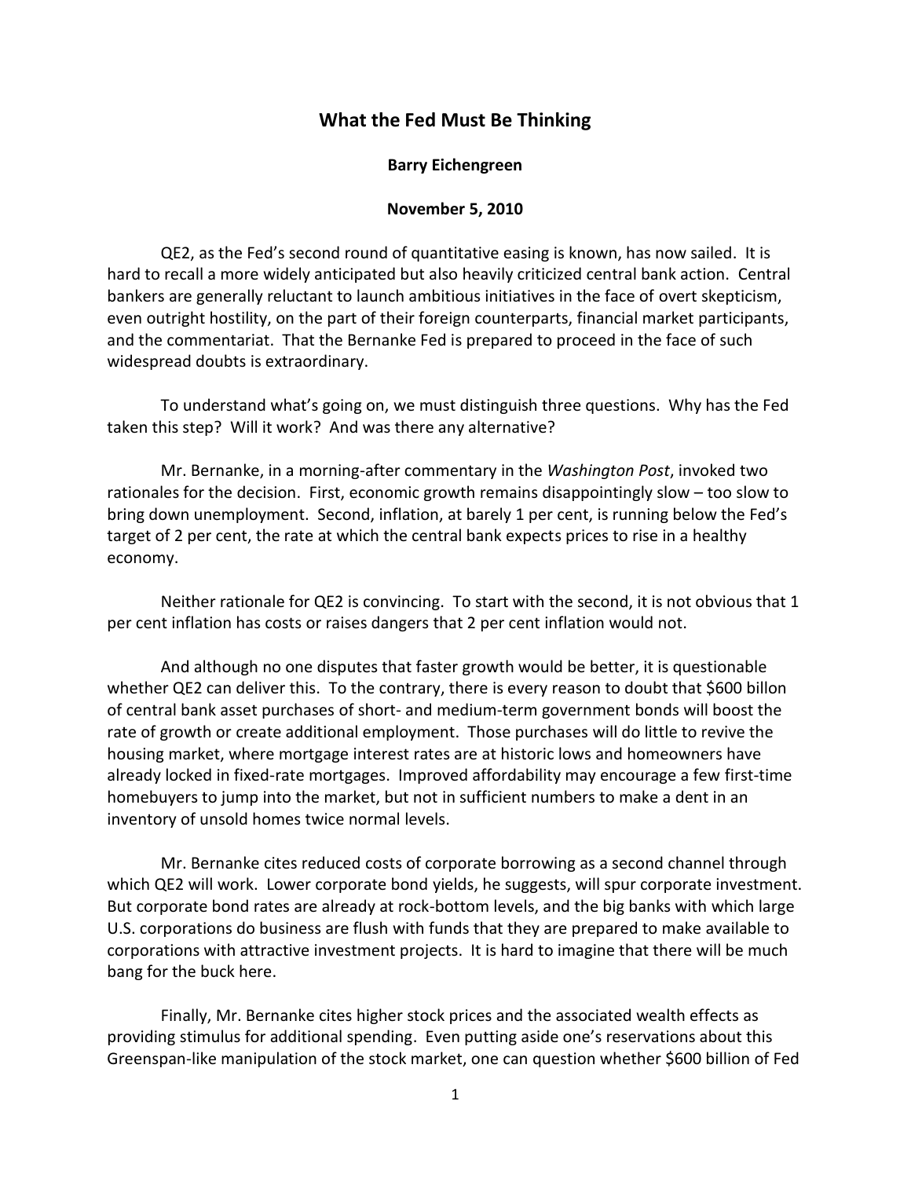# What the Fed Must Be Thinking

**Barry Eichengreen**

**November 5, 2010**

QE2, as the Fed's second round of quantitative easing is known, has now sailed. It is hard to recall a more widely anticipated but also heavily criticized central bank action. Central bankers are generally reluctant to launch ambitious initiatives in the face of overt skepticism, even outright hostility, on the part of their foreign counterparts, financial market participants, and the commentariat. That the Bernanke Fed is prepared to proceed in the face of such widespread doubts is extraordinary.

To understand what's going on, we must distinguish three questions. Why has the Fed taken this step? Will it work? And was there any alternative?

Mr. Bernanke, in a morning-after commentary in the *Washington Post*, invoked two rationales for the decision. First, economic growth remains disappointingly slow – too slow to bring down unemployment. Second, inflation, at barely 1 per cent, is running below the Fed's target of 2 per cent, the rate at which the central bank expects prices to rise in a healthy economy.

Neither rationale for QE2 is convincing. To start with the second, it is not obvious that 1 per cent inflation has costs or raises dangers that 2 per cent inflation would not.

And although no one disputes that faster growth would be better, it is questionable whether QE2 can deliver this. To the contrary, there is every reason to doubt that $600 billon of central bank asset purchases of short- and medium-term government bonds will boost the rate of growth or create additional employment. Those purchases will do little to revive the housing market, where mortgage interest rates are at historic lows and homeowners have already locked in fixed-rate mortgages. Improved affordability may encourage a few first-time homebuyers to jump into the market, but not in sufficient numbers to make a dent in an inventory of unsold homes twice normal levels.

Mr. Bernanke cites reduced costs of corporate borrowing as a second channel through which QE2 will work. Lower corporate bond yields, he suggests, will spur corporate investment. But corporate bond rates are already at rock-bottom levels, and the big banks with which large U.S. corporations do business are flush with funds that they are prepared to make available to corporations with attractive investment projects. It is hard to imagine that there will be much bang for the buck here.

Finally, Mr. Bernanke cites higher stock prices and the associated wealth effects as providing stimulus for additional spending. Even putting aside one's reservations about this Greenspan-like manipulation of the stock market, one can question whether $600 billion of Fed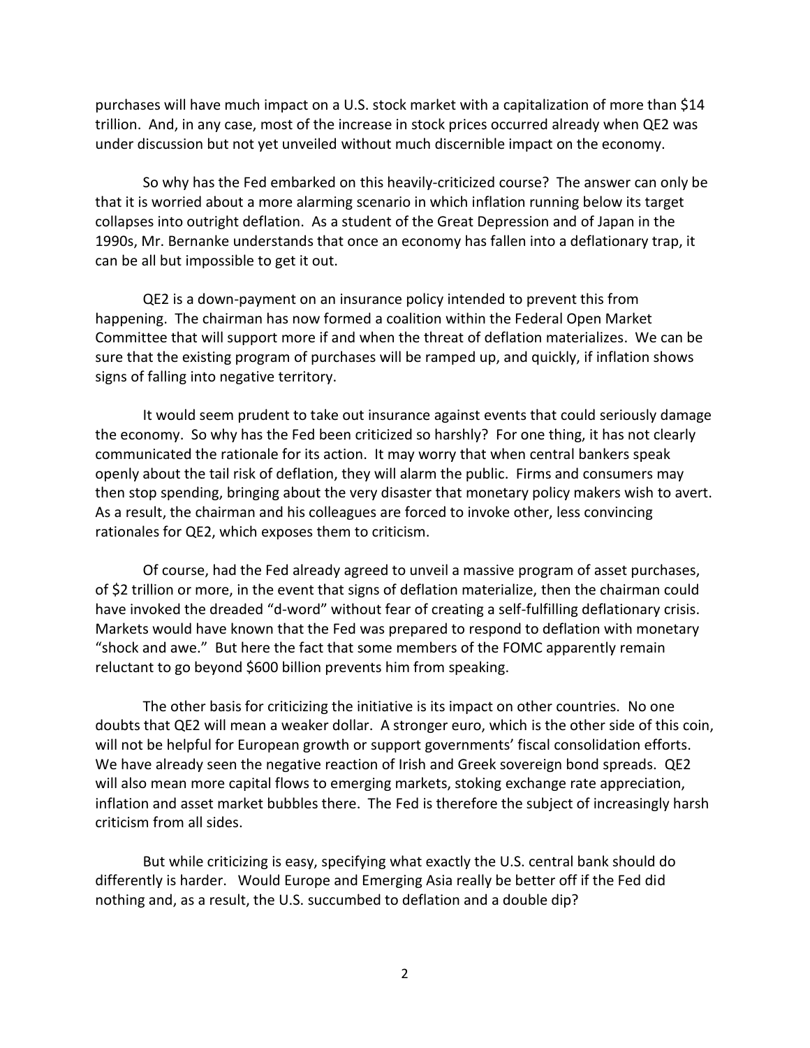purchases will have much impact on a U.S. stock market with a capitalization of more than $14 trillion. And, in any case, most of the increase in stock prices occurred already when QE2 was under discussion but not yet unveiled without much discernible impact on the economy.

So why has the Fed embarked on this heavily-criticized course? The answer can only be that it is worried about a more alarming scenario in which inflation running below its target collapses into outright deflation. As a student of the Great Depression and of Japan in the 1990s, Mr. Bernanke understands that once an economy has fallen into a deflationary trap, it can be all but impossible to get it out.

QE2 is a down-payment on an insurance policy intended to prevent this from happening. The chairman has now formed a coalition within the Federal Open Market Committee that will support more if and when the threat of deflation materializes. We can be sure that the existing program of purchases will be ramped up, and quickly, if inflation shows signs of falling into negative territory.

It would seem prudent to take out insurance against events that could seriously damage the economy. So why has the Fed been criticized so harshly? For one thing, it has not clearly communicated the rationale for its action. It may worry that when central bankers speak openly about the tail risk of deflation, they will alarm the public. Firms and consumers may then stop spending, bringing about the very disaster that monetary policy makers wish to avert. As a result, the chairman and his colleagues are forced to invoke other, less convincing rationales for QE2, which exposes them to criticism.

Of course, had the Fed already agreed to unveil a massive program of asset purchases, of $2 trillion or more, in the event that signs of deflation materialize, then the chairman could have invoked the dreaded "d-word" without fear of creating a self-fulfilling deflationary crisis. Markets would have known that the Fed was prepared to respond to deflation with monetary "shock and awe." But here the fact that some members of the FOMC apparently remain reluctant to go beyond $600 billion prevents him from speaking.

The other basis for criticizing the initiative is its impact on other countries. No one doubts that QE2 will mean a weaker dollar. A stronger euro, which is the other side of this coin, will not be helpful for European growth or support governments' fiscal consolidation efforts. We have already seen the negative reaction of Irish and Greek sovereign bond spreads. QE2 will also mean more capital flows to emerging markets, stoking exchange rate appreciation, inflation and asset market bubbles there. The Fed is therefore the subject of increasingly harsh criticism from all sides.

But while criticizing is easy, specifying what exactly the U.S. central bank should do differently is harder. Would Europe and Emerging Asia really be better off if the Fed did nothing and, as a result, the U.S. succumbed to deflation and a double dip?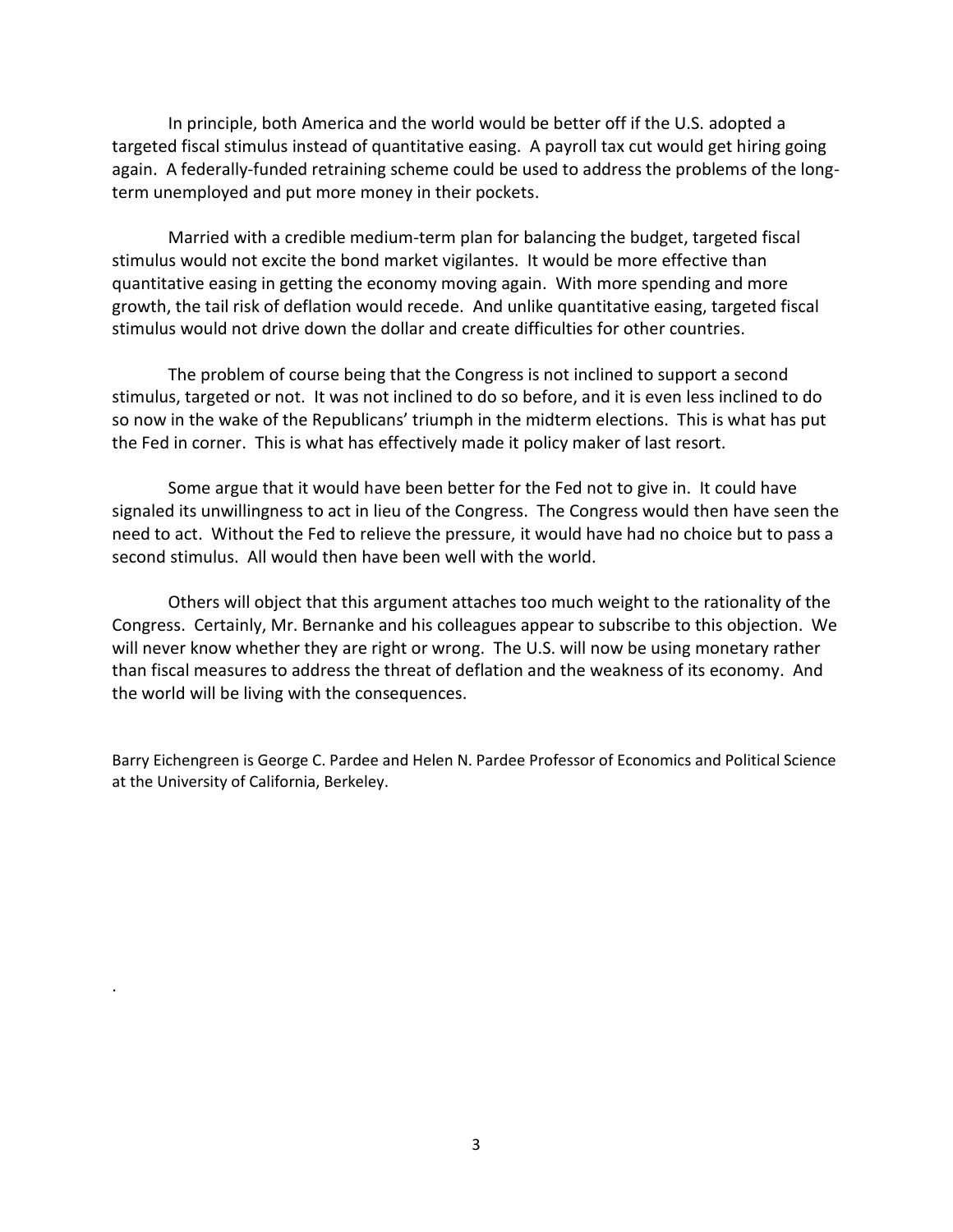In principle, both America and the world would be better off if the U.S. adopted a targeted fiscal stimulus instead of quantitative easing. A payroll tax cut would get hiring going again. A federally-funded retraining scheme could be used to address the problems of the long-term unemployed and put more money in their pockets.

Married with a credible medium-term plan for balancing the budget, targeted fiscal stimulus would not excite the bond market vigilantes. It would be more effective than quantitative easing in getting the economy moving again. With more spending and more growth, the tail risk of deflation would recede. And unlike quantitative easing, targeted fiscal stimulus would not drive down the dollar and create difficulties for other countries.

The problem of course being that the Congress is not inclined to support a second stimulus, targeted or not. It was not inclined to do so before, and it is even less inclined to do so now in the wake of the Republicans' triumph in the midterm elections. This is what has put the Fed in corner. This is what has effectively made it policy maker of last resort.

Some argue that it would have been better for the Fed not to give in. It could have signaled its unwillingness to act in lieu of the Congress. The Congress would then have seen the need to act. Without the Fed to relieve the pressure, it would have had no choice but to pass a second stimulus. All would then have been well with the world.

Others will object that this argument attaches too much weight to the rationality of the Congress. Certainly, Mr. Bernanke and his colleagues appear to subscribe to this objection. We will never know whether they are right or wrong. The U.S. will now be using monetary rather than fiscal measures to address the threat of deflation and the weakness of its economy. And the world will be living with the consequences.

Barry Eichengreen is George C. Pardee and Helen N. Pardee Professor of Economics and Political Science at the University of California, Berkeley.

.